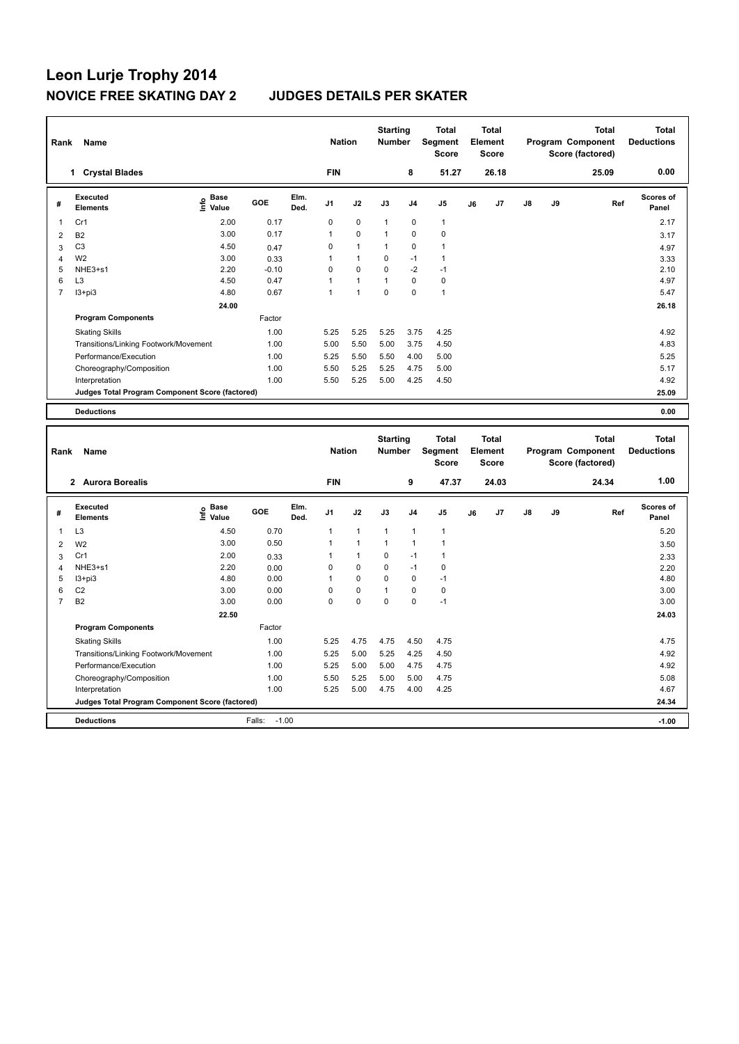# Leon Lurje Trophy 2014

## NOVICE FREE SKATING DAY 2 JUDGES DETAILS PER SKATER

| Rank | Name | Nation | Starting Number | Total Segment Score | Total Element Score | Total Program Component Score (factored) | Total Deductions |
|---|---|---|---|---|---|---|---|
| 1 | Crystal Blades | FIN | 8 | 51.27 | 26.18 | 25.09 | 0.00 |

| # | Executed Elements | Info | Base Value | GOE | Elm. Ded. | J1 | J2 | J3 | J4 | J5 | J6 | J7 | J8 | J9 | Ref | Scores of Panel |
|---|---|---|---|---|---|---|---|---|---|---|---|---|---|---|---|---|
| 1 | Cr1 | | 2.00 | 0.17 | | 0 | 0 | 1 | 0 | 1 | | | | | | 2.17 |
| 2 | B2 | | 3.00 | 0.17 | | 1 | 0 | 1 | 0 | 0 | | | | | | 3.17 |
| 3 | C3 | | 4.50 | 0.47 | | 0 | 1 | 1 | 0 | 1 | | | | | | 4.97 |
| 4 | W2 | | 3.00 | 0.33 | | 1 | 1 | 0 | -1 | 1 | | | | | | 3.33 |
| 5 | NHE3+s1 | | 2.20 | -0.10 | | 0 | 0 | 0 | -2 | -1 | | | | | | 2.10 |
| 6 | L3 | | 4.50 | 0.47 | | 1 | 1 | 1 | 0 | 0 | | | | | | 4.97 |
| 7 | I3+pi3 | | 4.80 | 0.67 | | 1 | 1 | 0 | 0 | 1 | | | | | | 5.47 |
| | | | 24.00 | | | | | | | | | | | | | 26.18 |

| Program Components | Factor | J1 | J2 | J3 | J4 | J5 | J6 | J7 | J8 | J9 | Scores of Panel |
|---|---|---|---|---|---|---|---|---|---|---|---|
| Skating Skills | 1.00 | 5.25 | 5.25 | 5.25 | 3.75 | 4.25 | | | | | 4.92 |
| Transitions/Linking Footwork/Movement | 1.00 | 5.00 | 5.50 | 5.00 | 3.75 | 4.50 | | | | | 4.83 |
| Performance/Execution | 1.00 | 5.25 | 5.50 | 5.50 | 4.00 | 5.00 | | | | | 5.25 |
| Choreography/Composition | 1.00 | 5.50 | 5.25 | 5.25 | 4.75 | 5.00 | | | | | 5.17 |
| Interpretation | 1.00 | 5.50 | 5.25 | 5.00 | 4.25 | 4.50 | | | | | 4.92 |
| Judges Total Program Component Score (factored) | | | | | | | | | | | 25.09 |

| Deductions | | 0.00 |
|---|---|---|

| Rank | Name | Nation | Starting Number | Total Segment Score | Total Element Score | Total Program Component Score (factored) | Total Deductions |
|---|---|---|---|---|---|---|---|
| 2 | Aurora Borealis | FIN | 9 | 47.37 | 24.03 | 24.34 | 1.00 |

| # | Executed Elements | Info | Base Value | GOE | Elm. Ded. | J1 | J2 | J3 | J4 | J5 | J6 | J7 | J8 | J9 | Ref | Scores of Panel |
|---|---|---|---|---|---|---|---|---|---|---|---|---|---|---|---|---|
| 1 | L3 | | 4.50 | 0.70 | | 1 | 1 | 1 | 1 | 1 | | | | | | 5.20 |
| 2 | W2 | | 3.00 | 0.50 | | 1 | 1 | 1 | 1 | 1 | | | | | | 3.50 |
| 3 | Cr1 | | 2.00 | 0.33 | | 1 | 1 | 0 | -1 | 1 | | | | | | 2.33 |
| 4 | NHE3+s1 | | 2.20 | 0.00 | | 0 | 0 | 0 | -1 | 0 | | | | | | 2.20 |
| 5 | I3+pi3 | | 4.80 | 0.00 | | 1 | 0 | 0 | 0 | -1 | | | | | | 4.80 |
| 6 | C2 | | 3.00 | 0.00 | | 0 | 0 | 1 | 0 | 0 | | | | | | 3.00 |
| 7 | B2 | | 3.00 | 0.00 | | 0 | 0 | 0 | 0 | -1 | | | | | | 3.00 |
| | | | 22.50 | | | | | | | | | | | | | 24.03 |

| Program Components | Factor | J1 | J2 | J3 | J4 | J5 | J6 | J7 | J8 | J9 | Scores of Panel |
|---|---|---|---|---|---|---|---|---|---|---|---|
| Skating Skills | 1.00 | 5.25 | 4.75 | 4.75 | 4.50 | 4.75 | | | | | 4.75 |
| Transitions/Linking Footwork/Movement | 1.00 | 5.25 | 5.00 | 5.25 | 4.25 | 4.50 | | | | | 4.92 |
| Performance/Execution | 1.00 | 5.25 | 5.00 | 5.00 | 4.75 | 4.75 | | | | | 4.92 |
| Choreography/Composition | 1.00 | 5.50 | 5.25 | 5.00 | 5.00 | 4.75 | | | | | 5.08 |
| Interpretation | 1.00 | 5.25 | 5.00 | 4.75 | 4.00 | 4.25 | | | | | 4.67 |
| Judges Total Program Component Score (factored) | | | | | | | | | | | 24.34 |

| Deductions | Falls: -1.00 | -1.00 |
|---|---|---|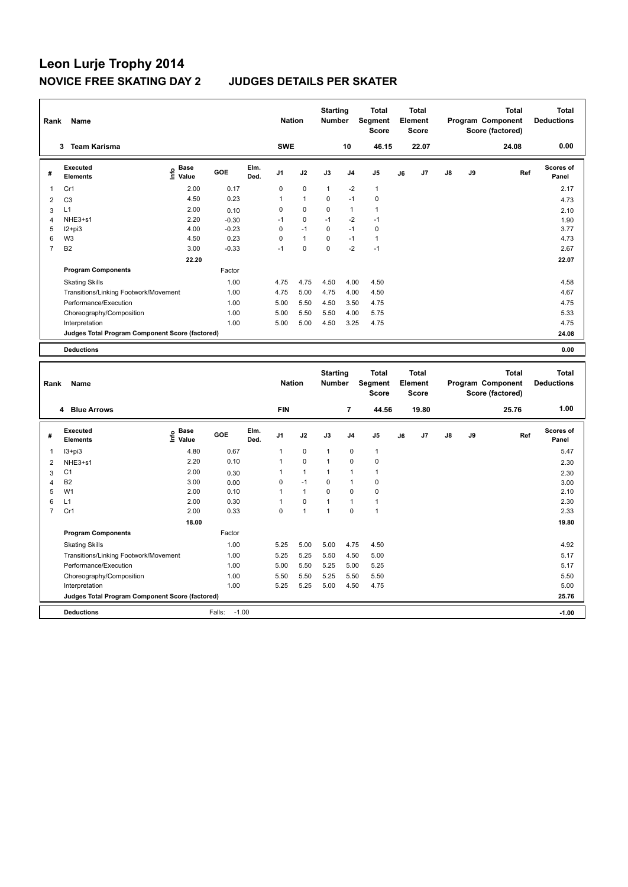# Leon Lurje Trophy 2014

## NOVICE FREE SKATING DAY 2 JUDGES DETAILS PER SKATER

| Rank | Name | Nation | Starting Number | Total Segment Score | Total Element Score | Total Program Component Score (factored) | Total Deductions |
|---|---|---|---|---|---|---|---|
| 3 | Team Karisma | SWE | 10 | 46.15 | 22.07 | 24.08 | 0.00 |

| # | Executed Elements | Info | Base Value | GOE | Elm. Ded. | J1 | J2 | J3 | J4 | J5 | J6 | J7 | J8 | J9 | Ref | Scores of Panel |
|---|---|---|---|---|---|---|---|---|---|---|---|---|---|---|---|---|
| 1 | Cr1 | | 2.00 | 0.17 | | 0 | 0 | 1 | -2 | 1 | | | | | | 2.17 |
| 2 | C3 | | 4.50 | 0.23 | | 1 | 1 | 0 | -1 | 0 | | | | | | 4.73 |
| 3 | L1 | | 2.00 | 0.10 | | 0 | 0 | 0 | 1 | 1 | | | | | | 2.10 |
| 4 | NHE3+s1 | | 2.20 | -0.30 | | -1 | 0 | -1 | -2 | -1 | | | | | | 1.90 |
| 5 | I2+pi3 | | 4.00 | -0.23 | | 0 | -1 | 0 | -1 | 0 | | | | | | 3.77 |
| 6 | W3 | | 4.50 | 0.23 | | 0 | 1 | 0 | -1 | 1 | | | | | | 4.73 |
| 7 | B2 | | 3.00 | -0.33 | | -1 | 0 | 0 | -2 | -1 | | | | | | 2.67 |
| | | | 22.20 | | | | | | | | | | | | | 22.07 |
| | **Program Components** | | | Factor | | | | | | | | | | | | |
| | Skating Skills | | | 1.00 | | 4.75 | 4.75 | 4.50 | 4.00 | 4.50 | | | | | | 4.58 |
| | Transitions/Linking Footwork/Movement | | | 1.00 | | 4.75 | 5.00 | 4.75 | 4.00 | 4.50 | | | | | | 4.67 |
| | Performance/Execution | | | 1.00 | | 5.00 | 5.50 | 4.50 | 3.50 | 4.75 | | | | | | 4.75 |
| | Choreography/Composition | | | 1.00 | | 5.00 | 5.50 | 5.50 | 4.00 | 5.75 | | | | | | 5.33 |
| | Interpretation | | | 1.00 | | 5.00 | 5.00 | 4.50 | 3.25 | 4.75 | | | | | | 4.75 |
| | **Judges Total Program Component Score (factored)** | | | | | | | | | | | | | | | 24.08 |
| | **Deductions** | | | | | | | | | | | | | | | 0.00 |

| Rank | Name | Nation | Starting Number | Total Segment Score | Total Element Score | Total Program Component Score (factored) | Total Deductions |
|---|---|---|---|---|---|---|---|
| 4 | Blue Arrows | FIN | 7 | 44.56 | 19.80 | 25.76 | 1.00 |

| # | Executed Elements | Info | Base Value | GOE | Elm. Ded. | J1 | J2 | J3 | J4 | J5 | J6 | J7 | J8 | J9 | Ref | Scores of Panel |
|---|---|---|---|---|---|---|---|---|---|---|---|---|---|---|---|---|
| 1 | I3+pi3 | | 4.80 | 0.67 | | 1 | 0 | 1 | 0 | 1 | | | | | | 5.47 |
| 2 | NHE3+s1 | | 2.20 | 0.10 | | 1 | 0 | 1 | 0 | 0 | | | | | | 2.30 |
| 3 | C1 | | 2.00 | 0.30 | | 1 | 1 | 1 | 1 | 1 | | | | | | 2.30 |
| 4 | B2 | | 3.00 | 0.00 | | 0 | -1 | 0 | 1 | 0 | | | | | | 3.00 |
| 5 | W1 | | 2.00 | 0.10 | | 1 | 1 | 0 | 0 | 0 | | | | | | 2.10 |
| 6 | L1 | | 2.00 | 0.30 | | 1 | 0 | 1 | 1 | 1 | | | | | | 2.30 |
| 7 | Cr1 | | 2.00 | 0.33 | | 0 | 1 | 1 | 0 | 1 | | | | | | 2.33 |
| | | | 18.00 | | | | | | | | | | | | | 19.80 |
| | **Program Components** | | | Factor | | | | | | | | | | | | |
| | Skating Skills | | | 1.00 | | 5.25 | 5.00 | 5.00 | 4.75 | 4.50 | | | | | | 4.92 |
| | Transitions/Linking Footwork/Movement | | | 1.00 | | 5.25 | 5.25 | 5.50 | 4.50 | 5.00 | | | | | | 5.17 |
| | Performance/Execution | | | 1.00 | | 5.00 | 5.50 | 5.25 | 5.00 | 5.25 | | | | | | 5.17 |
| | Choreography/Composition | | | 1.00 | | 5.50 | 5.50 | 5.25 | 5.50 | 5.50 | | | | | | 5.50 |
| | Interpretation | | | 1.00 | | 5.25 | 5.25 | 5.00 | 4.50 | 4.75 | | | | | | 5.00 |
| | **Judges Total Program Component Score (factored)** | | | | | | | | | | | | | | | 25.76 |
| | **Deductions** | | | Falls: -1.00 | | | | | | | | | | | | -1.00 |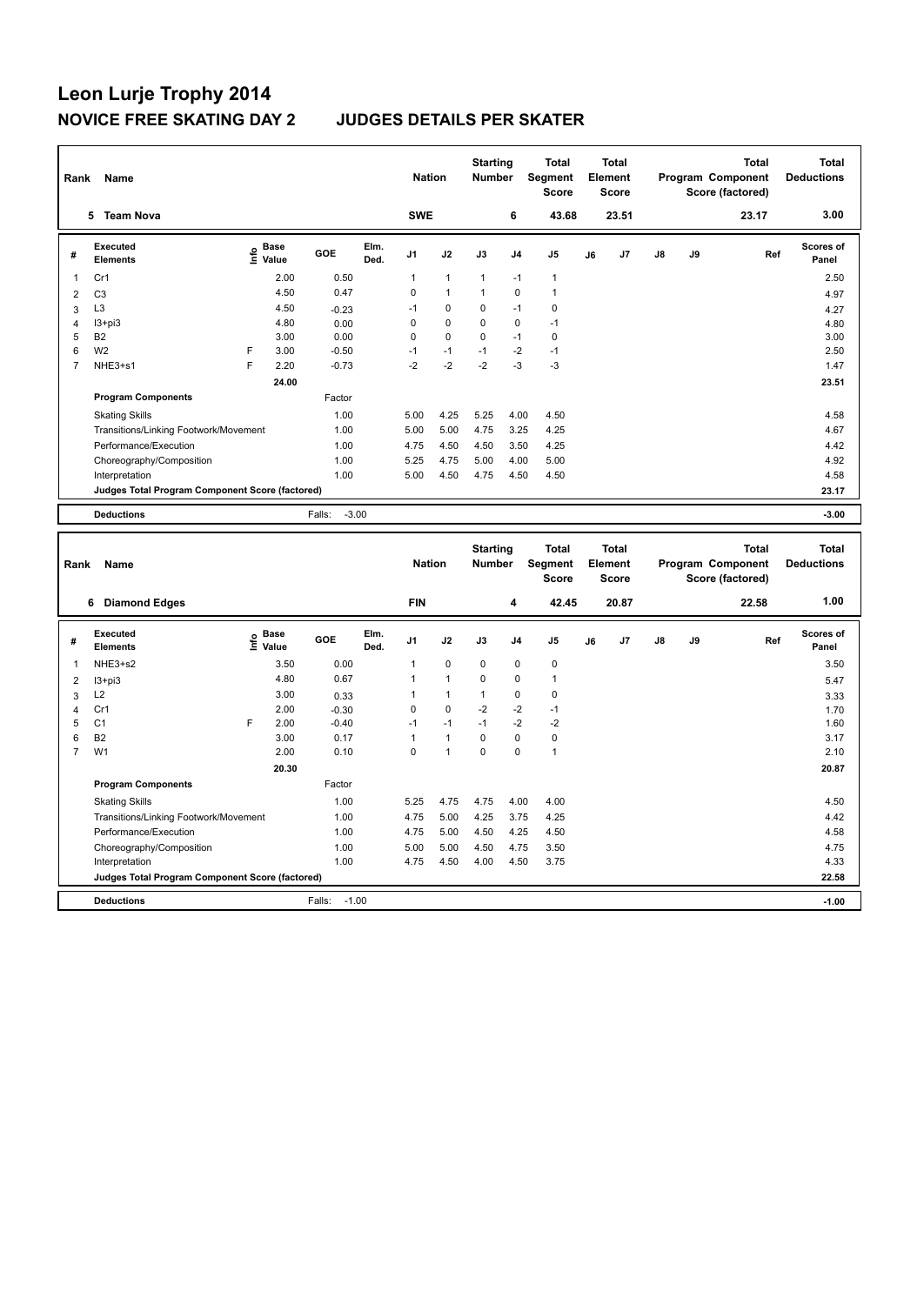# Leon Lurje Trophy 2014

## NOVICE FREE SKATING DAY 2 JUDGES DETAILS PER SKATER

| Rank | Name | Nation | Starting Number | Total Segment Score | Total Element Score | Total Program Component Score (factored) | Total Deductions |
|---|---|---|---|---|---|---|---|
| 5 | Team Nova | SWE | 6 | 43.68 | 23.51 | 23.17 | 3.00 |

| # | Executed Elements | Info | Base Value | GOE | Elm. Ded. | J1 | J2 | J3 | J4 | J5 | J6 | J7 | J8 | J9 | Ref | Scores of Panel |
|---|---|---|---|---|---|---|---|---|---|---|---|---|---|---|---|---|
| 1 | Cr1 | | 2.00 | 0.50 | | 1 | 1 | 1 | -1 | 1 | | | | | | 2.50 |
| 2 | C3 | | 4.50 | 0.47 | | 0 | 1 | 1 | 0 | 1 | | | | | | 4.97 |
| 3 | L3 | | 4.50 | -0.23 | | -1 | 0 | 0 | -1 | 0 | | | | | | 4.27 |
| 4 | I3+pi3 | | 4.80 | 0.00 | | 0 | 0 | 0 | 0 | -1 | | | | | | 4.80 |
| 5 | B2 | | 3.00 | 0.00 | | 0 | 0 | 0 | -1 | 0 | | | | | | 3.00 |
| 6 | W2 | F | 3.00 | -0.50 | | -1 | -1 | -1 | -2 | -1 | | | | | | 2.50 |
| 7 | NHE3+s1 | F | 2.20 | -0.73 | | -2 | -2 | -2 | -3 | -3 | | | | | | 1.47 |
| | | | 24.00 | | | | | | | | | | | | | 23.51 |
| | **Program Components** | | | Factor | | | | | | | | | | | | |
| | Skating Skills | | | 1.00 | | 5.00 | 4.25 | 5.25 | 4.00 | 4.50 | | | | | | 4.58 |
| | Transitions/Linking Footwork/Movement | | | 1.00 | | 5.00 | 5.00 | 4.75 | 3.25 | 4.25 | | | | | | 4.67 |
| | Performance/Execution | | | 1.00 | | 4.75 | 4.50 | 4.50 | 3.50 | 4.25 | | | | | | 4.42 |
| | Choreography/Composition | | | 1.00 | | 5.25 | 4.75 | 5.00 | 4.00 | 5.00 | | | | | | 4.92 |
| | Interpretation | | | 1.00 | | 5.00 | 4.50 | 4.75 | 4.50 | 4.50 | | | | | | 4.58 |
| | **Judges Total Program Component Score (factored)** | | | | | | | | | | | | | | | 23.17 |
| | **Deductions** | | | Falls: -3.00 | | | | | | | | | | | | -3.00 |

| Rank | Name | Nation | Starting Number | Total Segment Score | Total Element Score | Total Program Component Score (factored) | Total Deductions |
|---|---|---|---|---|---|---|---|
| 6 | Diamond Edges | FIN | 4 | 42.45 | 20.87 | 22.58 | 1.00 |

| # | Executed Elements | Info | Base Value | GOE | Elm. Ded. | J1 | J2 | J3 | J4 | J5 | J6 | J7 | J8 | J9 | Ref | Scores of Panel |
|---|---|---|---|---|---|---|---|---|---|---|---|---|---|---|---|---|
| 1 | NHE3+s2 | | 3.50 | 0.00 | | 1 | 0 | 0 | 0 | 0 | | | | | | 3.50 |
| 2 | I3+pi3 | | 4.80 | 0.67 | | 1 | 1 | 0 | 0 | 1 | | | | | | 5.47 |
| 3 | L2 | | 3.00 | 0.33 | | 1 | 1 | 1 | 0 | 0 | | | | | | 3.33 |
| 4 | Cr1 | | 2.00 | -0.30 | | 0 | 0 | -2 | -2 | -1 | | | | | | 1.70 |
| 5 | C1 | F | 2.00 | -0.40 | | -1 | -1 | -1 | -2 | -2 | | | | | | 1.60 |
| 6 | B2 | | 3.00 | 0.17 | | 1 | 1 | 0 | 0 | 0 | | | | | | 3.17 |
| 7 | W1 | | 2.00 | 0.10 | | 0 | 1 | 0 | 0 | 1 | | | | | | 2.10 |
| | | | 20.30 | | | | | | | | | | | | | 20.87 |
| | **Program Components** | | | Factor | | | | | | | | | | | | |
| | Skating Skills | | | 1.00 | | 5.25 | 4.75 | 4.75 | 4.00 | 4.00 | | | | | | 4.50 |
| | Transitions/Linking Footwork/Movement | | | 1.00 | | 4.75 | 5.00 | 4.25 | 3.75 | 4.25 | | | | | | 4.42 |
| | Performance/Execution | | | 1.00 | | 4.75 | 5.00 | 4.50 | 4.25 | 4.50 | | | | | | 4.58 |
| | Choreography/Composition | | | 1.00 | | 5.00 | 5.00 | 4.50 | 4.75 | 3.50 | | | | | | 4.75 |
| | Interpretation | | | 1.00 | | 4.75 | 4.50 | 4.00 | 4.50 | 3.75 | | | | | | 4.33 |
| | **Judges Total Program Component Score (factored)** | | | | | | | | | | | | | | | 22.58 |
| | **Deductions** | | | Falls: -1.00 | | | | | | | | | | | | -1.00 |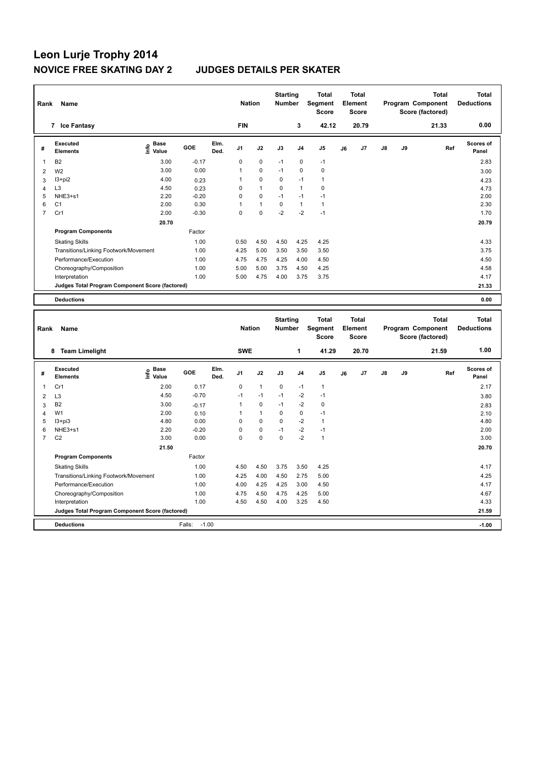# Leon Lurje Trophy 2014

## NOVICE FREE SKATING DAY 2 JUDGES DETAILS PER SKATER

| Rank | Name | Nation | Starting Number | Total Segment Score | Total Element Score | Total Program Component Score (factored) | Total Deductions |
|---|---|---|---|---|---|---|---|
| 7 | Ice Fantasy | FIN | 3 | 42.12 | 20.79 | 21.33 | 0.00 |

| # | Executed Elements | Info | Base Value | GOE | Elm. Ded. | J1 | J2 | J3 | J4 | J5 | J6 | J7 | J8 | J9 | Ref | Scores of Panel |
|---|---|---|---|---|---|---|---|---|---|---|---|---|---|---|---|---|
| 1 | B2 | | 3.00 | -0.17 | | 0 | 0 | -1 | 0 | -1 | | | | | | 2.83 |
| 2 | W2 | | 3.00 | 0.00 | | 1 | 0 | -1 | 0 | 0 | | | | | | 3.00 |
| 3 | I3+pi2 | | 4.00 | 0.23 | | 1 | 0 | 0 | -1 | 1 | | | | | | 4.23 |
| 4 | L3 | | 4.50 | 0.23 | | 0 | 1 | 0 | 1 | 0 | | | | | | 4.73 |
| 5 | NHE3+s1 | | 2.20 | -0.20 | | 0 | 0 | -1 | -1 | -1 | | | | | | 2.00 |
| 6 | C1 | | 2.00 | 0.30 | | 1 | 1 | 0 | 1 | 1 | | | | | | 2.30 |
| 7 | Cr1 | | 2.00 | -0.30 | | 0 | 0 | -2 | -2 | -1 | | | | | | 1.70 |
| | | | 20.70 | | | | | | | | | | | | | 20.79 |
| | **Program Components** | | | Factor | | | | | | | | | | | | |
| | Skating Skills | | | 1.00 | | 0.50 | 4.50 | 4.50 | 4.25 | 4.25 | | | | | | 4.33 |
| | Transitions/Linking Footwork/Movement | | | 1.00 | | 4.25 | 5.00 | 3.50 | 3.50 | 3.50 | | | | | | 3.75 |
| | Performance/Execution | | | 1.00 | | 4.75 | 4.75 | 4.25 | 4.00 | 4.50 | | | | | | 4.50 |
| | Choreography/Composition | | | 1.00 | | 5.00 | 5.00 | 3.75 | 4.50 | 4.25 | | | | | | 4.58 |
| | Interpretation | | | 1.00 | | 5.00 | 4.75 | 4.00 | 3.75 | 3.75 | | | | | | 4.17 |
| | **Judges Total Program Component Score (factored)** | | | | | | | | | | | | | | | 21.33 |
| | **Deductions** | | | | | | | | | | | | | | | 0.00 |

| Rank | Name | Nation | Starting Number | Total Segment Score | Total Element Score | Total Program Component Score (factored) | Total Deductions |
|---|---|---|---|---|---|---|---|
| 8 | Team Limelight | SWE | 1 | 41.29 | 20.70 | 21.59 | 1.00 |

| # | Executed Elements | Info | Base Value | GOE | Elm. Ded. | J1 | J2 | J3 | J4 | J5 | J6 | J7 | J8 | J9 | Ref | Scores of Panel |
|---|---|---|---|---|---|---|---|---|---|---|---|---|---|---|---|---|
| 1 | Cr1 | | 2.00 | 0.17 | | 0 | 1 | 0 | -1 | 1 | | | | | | 2.17 |
| 2 | L3 | | 4.50 | -0.70 | | -1 | -1 | -1 | -2 | -1 | | | | | | 3.80 |
| 3 | B2 | | 3.00 | -0.17 | | 1 | 0 | -1 | -2 | 0 | | | | | | 2.83 |
| 4 | W1 | | 2.00 | 0.10 | | 1 | 1 | 0 | 0 | -1 | | | | | | 2.10 |
| 5 | I3+pi3 | | 4.80 | 0.00 | | 0 | 0 | 0 | -2 | 1 | | | | | | 4.80 |
| 6 | NHE3+s1 | | 2.20 | -0.20 | | 0 | 0 | -1 | -2 | -1 | | | | | | 2.00 |
| 7 | C2 | | 3.00 | 0.00 | | 0 | 0 | 0 | -2 | 1 | | | | | | 3.00 |
| | | | 21.50 | | | | | | | | | | | | | 20.70 |
| | **Program Components** | | | Factor | | | | | | | | | | | | |
| | Skating Skills | | | 1.00 | | 4.50 | 4.50 | 3.75 | 3.50 | 4.25 | | | | | | 4.17 |
| | Transitions/Linking Footwork/Movement | | | 1.00 | | 4.25 | 4.00 | 4.50 | 2.75 | 5.00 | | | | | | 4.25 |
| | Performance/Execution | | | 1.00 | | 4.00 | 4.25 | 4.25 | 3.00 | 4.50 | | | | | | 4.17 |
| | Choreography/Composition | | | 1.00 | | 4.75 | 4.50 | 4.75 | 4.25 | 5.00 | | | | | | 4.67 |
| | Interpretation | | | 1.00 | | 4.50 | 4.50 | 4.00 | 3.25 | 4.50 | | | | | | 4.33 |
| | **Judges Total Program Component Score (factored)** | | | | | | | | | | | | | | | 21.59 |
| | **Deductions** | | | Falls: -1.00 | | | | | | | | | | | | -1.00 |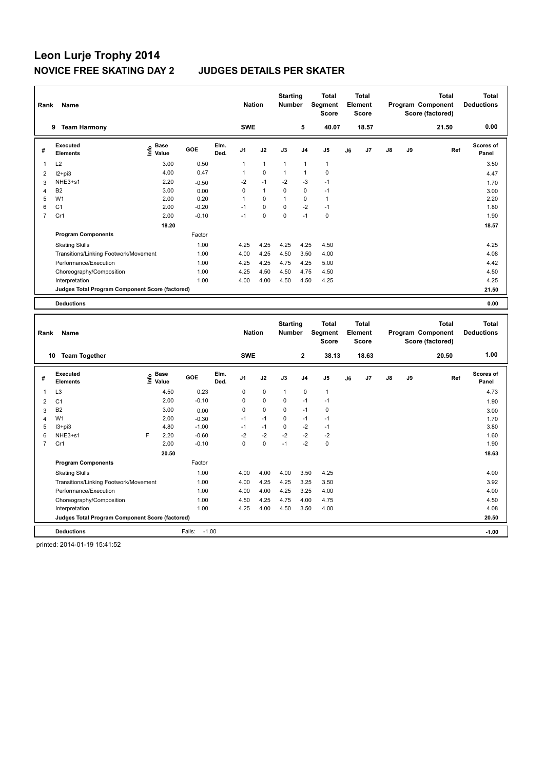# Leon Lurje Trophy 2014

## NOVICE FREE SKATING DAY 2 JUDGES DETAILS PER SKATER

| Rank | Name | Nation | Starting Number | Total Segment Score | Total Element Score | Total Program Component Score (factored) | Total Deductions |
|---|---|---|---|---|---|---|---|
| 9 | Team Harmony | SWE | 5 | 40.07 | 18.57 | 21.50 | 0.00 |

| # | Executed Elements | Info | Base Value | GOE | Elm. Ded. | J1 | J2 | J3 | J4 | J5 | J6 | J7 | J8 | J9 | Ref | Scores of Panel |
|---|---|---|---|---|---|---|---|---|---|---|---|---|---|---|---|---|
| 1 | L2 | | 3.00 | 0.50 | | 1 | 1 | 1 | 1 | 1 | | | | | | 3.50 |
| 2 | I2+pi3 | | 4.00 | 0.47 | | 1 | 0 | 1 | 1 | 0 | | | | | | 4.47 |
| 3 | NHE3+s1 | | 2.20 | -0.50 | | -2 | -1 | -2 | -3 | -1 | | | | | | 1.70 |
| 4 | B2 | | 3.00 | 0.00 | | 0 | 1 | 0 | 0 | -1 | | | | | | 3.00 |
| 5 | W1 | | 2.00 | 0.20 | | 1 | 0 | 1 | 0 | 1 | | | | | | 2.20 |
| 6 | C1 | | 2.00 | -0.20 | | -1 | 0 | 0 | -2 | -1 | | | | | | 1.80 |
| 7 | Cr1 | | 2.00 | -0.10 | | -1 | 0 | 0 | -1 | 0 | | | | | | 1.90 |
| | | | 18.20 | | | | | | | | | | | | | 18.57 |
| | **Program Components** | | | Factor | | | | | | | | | | | | |
| | Skating Skills | | | 1.00 | | 4.25 | 4.25 | 4.25 | 4.25 | 4.50 | | | | | | 4.25 |
| | Transitions/Linking Footwork/Movement | | | 1.00 | | 4.00 | 4.25 | 4.50 | 3.50 | 4.00 | | | | | | 4.08 |
| | Performance/Execution | | | 1.00 | | 4.25 | 4.25 | 4.75 | 4.25 | 5.00 | | | | | | 4.42 |
| | Choreography/Composition | | | 1.00 | | 4.25 | 4.50 | 4.50 | 4.75 | 4.50 | | | | | | 4.50 |
| | Interpretation | | | 1.00 | | 4.00 | 4.00 | 4.50 | 4.50 | 4.25 | | | | | | 4.25 |
| | **Judges Total Program Component Score (factored)** | | | | | | | | | | | | | | | 21.50 |
| | **Deductions** | | | | | | | | | | | | | | | 0.00 |

| Rank | Name | Nation | Starting Number | Total Segment Score | Total Element Score | Total Program Component Score (factored) | Total Deductions |
|---|---|---|---|---|---|---|---|
| 10 | Team Together | SWE | 2 | 38.13 | 18.63 | 20.50 | 1.00 |

| # | Executed Elements | Info | Base Value | GOE | Elm. Ded. | J1 | J2 | J3 | J4 | J5 | J6 | J7 | J8 | J9 | Ref | Scores of Panel |
|---|---|---|---|---|---|---|---|---|---|---|---|---|---|---|---|---|
| 1 | L3 | | 4.50 | 0.23 | | 0 | 0 | 1 | 0 | 1 | | | | | | 4.73 |
| 2 | C1 | | 2.00 | -0.10 | | 0 | 0 | 0 | -1 | -1 | | | | | | 1.90 |
| 3 | B2 | | 3.00 | 0.00 | | 0 | 0 | 0 | -1 | 0 | | | | | | 3.00 |
| 4 | W1 | | 2.00 | -0.30 | | -1 | -1 | 0 | -1 | -1 | | | | | | 1.70 |
| 5 | I3+pi3 | | 4.80 | -1.00 | | -1 | -1 | 0 | -2 | -1 | | | | | | 3.80 |
| 6 | NHE3+s1 | F | 2.20 | -0.60 | | -2 | -2 | -2 | -2 | -2 | | | | | | 1.60 |
| 7 | Cr1 | | 2.00 | -0.10 | | 0 | 0 | -1 | -2 | 0 | | | | | | 1.90 |
| | | | 20.50 | | | | | | | | | | | | | 18.63 |
| | **Program Components** | | | Factor | | | | | | | | | | | | |
| | Skating Skills | | | 1.00 | | 4.00 | 4.00 | 4.00 | 3.50 | 4.25 | | | | | | 4.00 |
| | Transitions/Linking Footwork/Movement | | | 1.00 | | 4.00 | 4.25 | 4.25 | 3.25 | 3.50 | | | | | | 3.92 |
| | Performance/Execution | | | 1.00 | | 4.00 | 4.00 | 4.25 | 3.25 | 4.00 | | | | | | 4.00 |
| | Choreography/Composition | | | 1.00 | | 4.50 | 4.25 | 4.75 | 4.00 | 4.75 | | | | | | 4.50 |
| | Interpretation | | | 1.00 | | 4.25 | 4.00 | 4.50 | 3.50 | 4.00 | | | | | | 4.08 |
| | **Judges Total Program Component Score (factored)** | | | | | | | | | | | | | | | 20.50 |
| | **Deductions** | | | Falls: -1.00 | | | | | | | | | | | | -1.00 |

printed: 2014-01-19 15:41:52